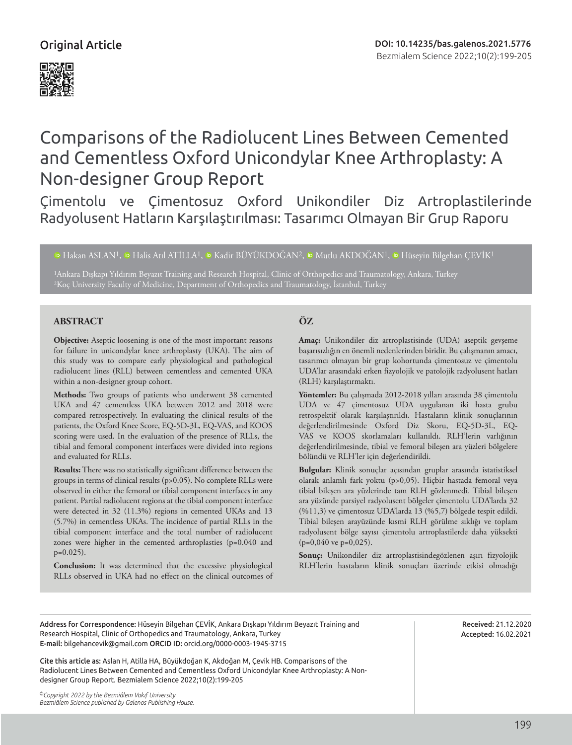Original Article

DOI: 10.14235/bas.galenos.2021.5776

# Comparisons of the Radiolucent Lines Between Cemented and Cementless Oxford Unicondylar Knee Arthroplasty: A Non-designer Group Report

## Çimentolu ve Çimentosuz Oxford Unikondiler Diz Artroplastilerinde Radyolusent Hatların Karşılaştırılması: Tasarımcı Olmayan Bir Grup Raporu

Hakan ASLAN[1], Halis Atıl ATİLLA[1], Kadir BÜYÜKDOĞAN[2], Mutlu AKDOĞAN[1], Hüseyin Bilgehan ÇEVİK[1]

[1]Ankara Dışkapı Yıldırım Beyazıt Training and Research Hospital, Clinic of Orthopedics and Traumatology, Ankara, Turkey
[2]Koç University Faculty of Medicine, Department of Orthopedics and Traumatology, İstanbul, Turkey

### ABSTRACT

**Objective:** Aseptic loosening is one of the most important reasons for failure in unicondylar knee arthroplasty (UKA). The aim of this study was to compare early physiological and pathological radiolucent lines (RLL) between cementless and cemented UKA within a non-designer group cohort.

**Methods:** Two groups of patients who underwent 38 cemented UKA and 47 cementless UKA between 2012 and 2018 were compared retrospectively. In evaluating the clinical results of the patients, the Oxford Knee Score, EQ-5D-3L, EQ-VAS, and KOOS scoring were used. In the evaluation of the presence of RLLs, the tibial and femoral component interfaces were divided into regions and evaluated for RLLs.

**Results:** There was no statistically significant difference between the groups in terms of clinical results (p>0.05). No complete RLLs were observed in either the femoral or tibial component interfaces in any patient. Partial radiolucent regions at the tibial component interface were detected in 32 (11.3%) regions in cemented UKAs and 13 (5.7%) in cementless UKAs. The incidence of partial RLLs in the tibial component interface and the total number of radiolucent zones were higher in the cemented arthroplasties (p=0.040 and p=0.025).

**Conclusion:** It was determined that the excessive physiological RLLs observed in UKA had no effect on the clinical outcomes of

### ÖZ

**Amaç:** Unikondiler diz artroplastisinde (UDA) aseptik gevşeme başarısızlığın en önemli nedenlerinden biridir. Bu çalışmanın amacı, tasarımcı olmayan bir grup kohortunda çimentosuz ve çimentolu UDA'lar arasındaki erken fizyolojik ve patolojik radyolusent hatları (RLH) karşılaştırmaktı.

**Yöntemler:** Bu çalışmada 2012-2018 yılları arasında 38 çimentolu UDA ve 47 çimentosuz UDA uygulanan iki hasta grubu retrospektif olarak karşılaştırıldı. Hastaların klinik sonuçlarının değerlendirilmesinde Oxford Diz Skoru, EQ-5D-3L, EQ-VAS ve KOOS skorlamaları kullanıldı. RLH'lerin varlığının değerlendirilmesinde, tibial ve femoral bileşen ara yüzleri bölgelere bölündü ve RLH'ler için değerlendirildi.

**Bulgular:** Klinik sonuçlar açısından gruplar arasında istatistiksel olarak anlamlı fark yoktu (p>0,05). Hiçbir hastada femoral veya tibial bileşen ara yüzlerinde tam RLH gözlenmedi. Tibial bileşen ara yüzünde parsiyel radyolusent bölgeler çimentolu UDA'larda 32 (%11,3) ve çimentosuz UDA'larda 13 (%5,7) bölgede tespit edildi. Tibial bileşen arayüzünde kısmi RLH görülme sıklığı ve toplam radyolusent bölge sayısı çimentolu artroplastilerde daha yüksekti (p=0,040 ve p=0,025).

**Sonuç:** Unikondiler diz artroplastisindegözlenen aşırı fizyolojik RLH'lerin hastaların klinik sonuçları üzerinde etkisi olmadığı

---

**Address for Correspondence:** Hüseyin Bilgehan ÇEVİK, Ankara Dışkapı Yıldırım Beyazıt Training and Research Hospital, Clinic of Orthopedics and Traumatology, Ankara, Turkey
**E-mail:** bilgehancevik@gmail.com **ORCID ID:** orcid.org/0000-0003-1945-3715

**Received:** 21.12.2020
**Accepted:** 16.02.2021

**Cite this article as:** Aslan H, Atilla HA, Büyükdoğan K, Akdoğan M, Çevik HB. Comparisons of the Radiolucent Lines Between Cemented and Cementless Oxford Unicondylar Knee Arthroplasty: A Non-designer Group Report. Bezmialem Science 2022;10(2):199-205

*©Copyright 2022 by the Bezmiâlem Vakıf University*
*Bezmiâlem Science published by Galenos Publishing House.*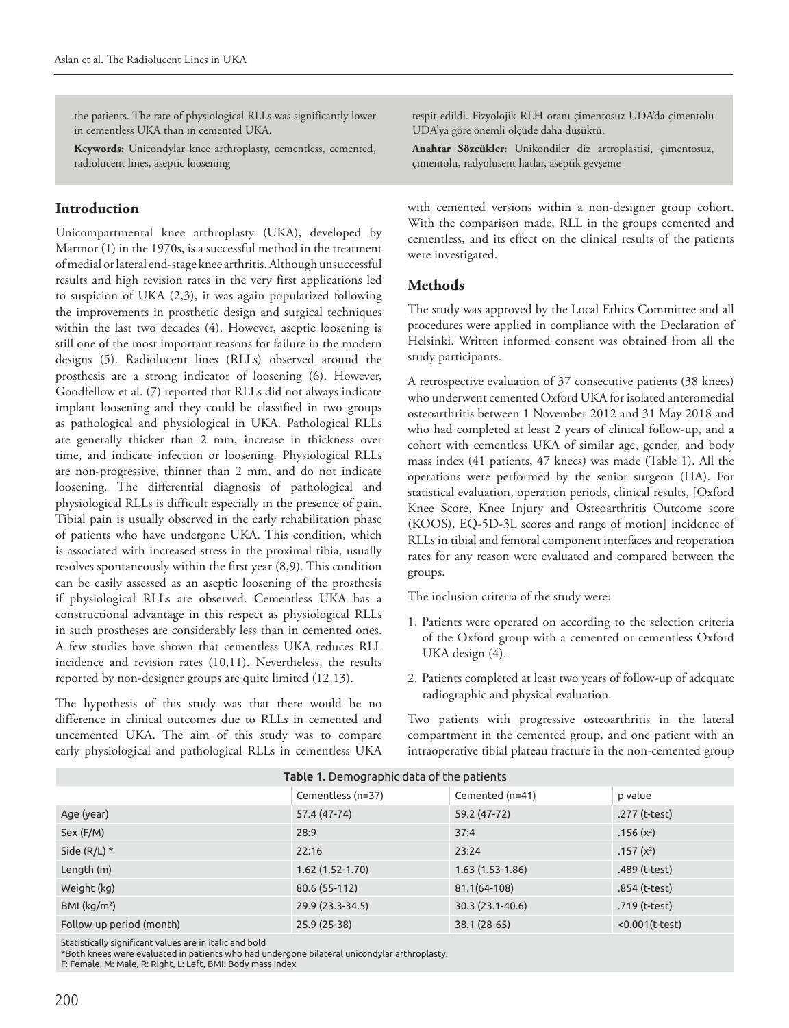the patients. The rate of physiological RLLs was significantly lower in cementless UKA than in cemented UKA.

**Keywords:** Unicondylar knee arthroplasty, cementless, cemented, radiolucent lines, aseptic loosening

tespit edildi. Fizyolojik RLH oranı çimentosuz UDA'da çimentolu UDA'ya göre önemli ölçüde daha düşüktü.

**Anahtar Sözcükler:** Unikondiler diz artroplastisi, çimentosuz, çimentolu, radyolusent hatlar, aseptik gevşeme

## Introduction

Unicompartmental knee arthroplasty (UKA), developed by Marmor (1) in the 1970s, is a successful method in the treatment of medial or lateral end-stage knee arthritis. Although unsuccessful results and high revision rates in the very first applications led to suspicion of UKA (2,3), it was again popularized following the improvements in prosthetic design and surgical techniques within the last two decades (4). However, aseptic loosening is still one of the most important reasons for failure in the modern designs (5). Radiolucent lines (RLLs) observed around the prosthesis are a strong indicator of loosening (6). However, Goodfellow et al. (7) reported that RLLs did not always indicate implant loosening and they could be classified in two groups as pathological and physiological in UKA. Pathological RLLs are generally thicker than 2 mm, increase in thickness over time, and indicate infection or loosening. Physiological RLLs are non-progressive, thinner than 2 mm, and do not indicate loosening. The differential diagnosis of pathological and physiological RLLs is difficult especially in the presence of pain. Tibial pain is usually observed in the early rehabilitation phase of patients who have undergone UKA. This condition, which is associated with increased stress in the proximal tibia, usually resolves spontaneously within the first year (8,9). This condition can be easily assessed as an aseptic loosening of the prosthesis if physiological RLLs are observed. Cementless UKA has a constructional advantage in this respect as physiological RLLs in such prostheses are considerably less than in cemented ones. A few studies have shown that cementless UKA reduces RLL incidence and revision rates (10,11). Nevertheless, the results reported by non-designer groups are quite limited (12,13).

The hypothesis of this study was that there would be no difference in clinical outcomes due to RLLs in cemented and uncemented UKA. The aim of this study was to compare early physiological and pathological RLLs in cementless UKA with cemented versions within a non-designer group cohort. With the comparison made, RLL in the groups cemented and cementless, and its effect on the clinical results of the patients were investigated.

## Methods

The study was approved by the Local Ethics Committee and all procedures were applied in compliance with the Declaration of Helsinki. Written informed consent was obtained from all the study participants.

A retrospective evaluation of 37 consecutive patients (38 knees) who underwent cemented Oxford UKA for isolated anteromedial osteoarthritis between 1 November 2012 and 31 May 2018 and who had completed at least 2 years of clinical follow-up, and a cohort with cementless UKA of similar age, gender, and body mass index (41 patients, 47 knees) was made (Table 1). All the operations were performed by the senior surgeon (HA). For statistical evaluation, operation periods, clinical results, [Oxford Knee Score, Knee Injury and Osteoarthritis Outcome score (KOOS), EQ-5D-3L scores and range of motion] incidence of RLLs in tibial and femoral component interfaces and reoperation rates for any reason were evaluated and compared between the groups.

The inclusion criteria of the study were:

1. Patients were operated on according to the selection criteria of the Oxford group with a cemented or cementless Oxford UKA design (4).
2. Patients completed at least two years of follow-up of adequate radiographic and physical evaluation.

Two patients with progressive osteoarthritis in the lateral compartment in the cemented group, and one patient with an intraoperative tibial plateau fracture in the non-cemented group

**Table 1.** Demographic data of the patients

| | Cementless (n=37) | Cemented (n=41) | p value |
|---|---|---|---|
| Age (year) | 57.4 (47-74) | 59.2 (47-72) | .277 (t-test) |
| Sex (F/M) | 28:9 | 37:4 | .156 ($x^2$) |
| Side (R/L) * | 22:16 | 23:24 | .157 ($x^2$) |
| Length (m) | 1.62 (1.52-1.70) | 1.63 (1.53-1.86) | .489 (t-test) |
| Weight (kg) | 80.6 (55-112) | 81.1(64-108) | .854 (t-test) |
| BMI (kg/m$^2$) | 29.9 (23.3-34.5) | 30.3 (23.1-40.6) | .719 (t-test) |
| Follow-up period (month) | 25.9 (25-38) | 38.1 (28-65) | <0.001(t-test) |

Statistically significant values are in italic and bold
*Both knees were evaluated in patients who had undergone bilateral unicondylar arthroplasty.
F: Female, M: Male, R: Right, L: Left, BMI: Body mass index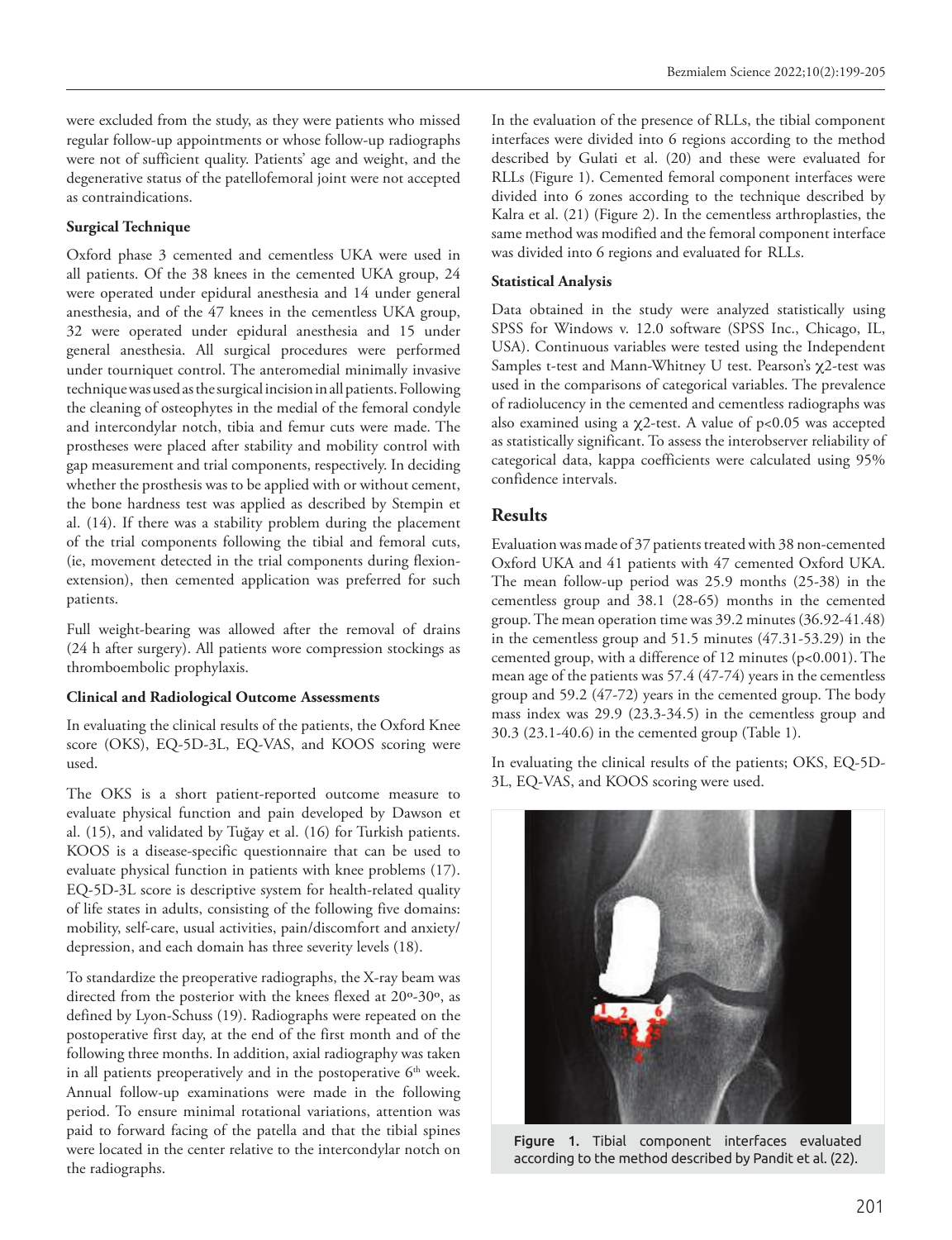were excluded from the study, as they were patients who missed regular follow-up appointments or whose follow-up radiographs were not of sufficient quality. Patients' age and weight, and the degenerative status of the patellofemoral joint were not accepted as contraindications.

**Surgical Technique**

Oxford phase 3 cemented and cementless UKA were used in all patients. Of the 38 knees in the cemented UKA group, 24 were operated under epidural anesthesia and 14 under general anesthesia, and of the 47 knees in the cementless UKA group, 32 were operated under epidural anesthesia and 15 under general anesthesia. All surgical procedures were performed under tourniquet control. The anteromedial minimally invasive technique was used as the surgical incision in all patients. Following the cleaning of osteophytes in the medial of the femoral condyle and intercondylar notch, tibia and femur cuts were made. The prostheses were placed after stability and mobility control with gap measurement and trial components, respectively. In deciding whether the prosthesis was to be applied with or without cement, the bone hardness test was applied as described by Stempin et al. (14). If there was a stability problem during the placement of the trial components following the tibial and femoral cuts, (ie, movement detected in the trial components during flexion-extension), then cemented application was preferred for such patients.

Full weight-bearing was allowed after the removal of drains (24 h after surgery). All patients wore compression stockings as thromboembolic prophylaxis.

**Clinical and Radiological Outcome Assessments**

In evaluating the clinical results of the patients, the Oxford Knee score (OKS), EQ-5D-3L, EQ-VAS, and KOOS scoring were used.

The OKS is a short patient-reported outcome measure to evaluate physical function and pain developed by Dawson et al. (15), and validated by Tuğay et al. (16) for Turkish patients. KOOS is a disease-specific questionnaire that can be used to evaluate physical function in patients with knee problems (17). EQ-5D-3L score is descriptive system for health-related quality of life states in adults, consisting of the following five domains: mobility, self-care, usual activities, pain/discomfort and anxiety/depression, and each domain has three severity levels (18).

To standardize the preoperative radiographs, the X-ray beam was directed from the posterior with the knees flexed at 20º-30º, as defined by Lyon-Schuss (19). Radiographs were repeated on the postoperative first day, at the end of the first month and of the following three months. In addition, axial radiography was taken in all patients preoperatively and in the postoperative 6th week. Annual follow-up examinations were made in the following period. To ensure minimal rotational variations, attention was paid to forward facing of the patella and that the tibial spines were located in the center relative to the intercondylar notch on the radiographs.

In the evaluation of the presence of RLLs, the tibial component interfaces were divided into 6 regions according to the method described by Gulati et al. (20) and these were evaluated for RLLs (Figure 1). Cemented femoral component interfaces were divided into 6 zones according to the technique described by Kalra et al. (21) (Figure 2). In the cementless arthroplasties, the same method was modified and the femoral component interface was divided into 6 regions and evaluated for RLLs.

**Statistical Analysis**

Data obtained in the study were analyzed statistically using SPSS for Windows v. 12.0 software (SPSS Inc., Chicago, IL, USA). Continuous variables were tested using the Independent Samples t-test and Mann-Whitney U test. Pearson's $\chi^2$-test was used in the comparisons of categorical variables. The prevalence of radiolucency in the cemented and cementless radiographs was also examined using a $\chi^2$-test. A value of $p<0.05$ was accepted as statistically significant. To assess the interobserver reliability of categorical data, kappa coefficients were calculated using 95% confidence intervals.

## Results

Evaluation was made of 37 patients treated with 38 non-cemented Oxford UKA and 41 patients with 47 cemented Oxford UKA. The mean follow-up period was 25.9 months (25-38) in the cementless group and 38.1 (28-65) months in the cemented group. The mean operation time was 39.2 minutes (36.92-41.48) in the cementless group and 51.5 minutes (47.31-53.29) in the cemented group, with a difference of 12 minutes ($p<0.001$). The mean age of the patients was 57.4 (47-74) years in the cementless group and 59.2 (47-72) years in the cemented group. The body mass index was 29.9 (23.3-34.5) in the cementless group and 30.3 (23.1-40.6) in the cemented group (Table 1).

In evaluating the clinical results of the patients; OKS, EQ-5D-3L, EQ-VAS, and KOOS scoring were used.

**Figure 1.** Tibial component interfaces evaluated according to the method described by Pandit et al. (22).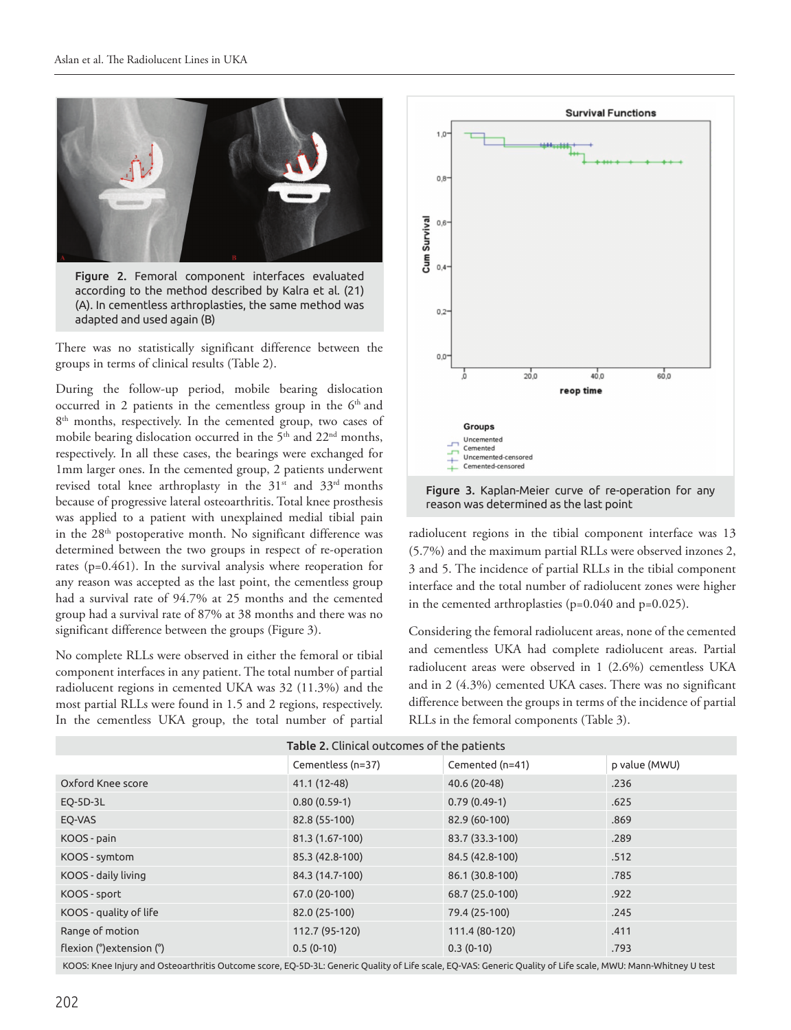Figure 2. Femoral component interfaces evaluated according to the method described by Kalra et al. (21) (A). In cementless arthroplasties, the same method was adapted and used again (B)

There was no statistically significant difference between the groups in terms of clinical results (Table 2).

During the follow-up period, mobile bearing dislocation occurred in 2 patients in the cementless group in the 6th and 8th months, respectively. In the cemented group, two cases of mobile bearing dislocation occurred in the 5th and 22nd months, respectively. In all these cases, the bearings were exchanged for 1mm larger ones. In the cemented group, 2 patients underwent revised total knee arthroplasty in the 31st and 33rd months because of progressive lateral osteoarthritis. Total knee prosthesis was applied to a patient with unexplained medial tibial pain in the 28th postoperative month. No significant difference was determined between the two groups in respect of re-operation rates (p=0.461). In the survival analysis where reoperation for any reason was accepted as the last point, the cementless group had a survival rate of 94.7% at 25 months and the cemented group had a survival rate of 87% at 38 months and there was no significant difference between the groups (Figure 3).

No complete RLLs were observed in either the femoral or tibial component interfaces in any patient. The total number of partial radiolucent regions in cemented UKA was 32 (11.3%) and the most partial RLLs were found in 1.5 and 2 regions, respectively. In the cementless UKA group, the total number of partial radiolucent regions in the tibial component interface was 13 (5.7%) and the maximum partial RLLs were observed inzones 2, 3 and 5. The incidence of partial RLLs in the tibial component interface and the total number of radiolucent zones were higher in the cemented arthroplasties (p=0.040 and p=0.025).

Figure 3. Kaplan-Meier curve of re-operation for any reason was determined as the last point

Considering the femoral radiolucent areas, none of the cemented and cementless UKA had complete radiolucent areas. Partial radiolucent areas were observed in 1 (2.6%) cementless UKA and in 2 (4.3%) cemented UKA cases. There was no significant difference between the groups in terms of the incidence of partial RLLs in the femoral components (Table 3).

**Table 2.** Clinical outcomes of the patients

| | Cementless (n=37) | Cemented (n=41) | p value (MWU) |
|---|---|---|---|
| Oxford Knee score | 41.1 (12-48) | 40.6 (20-48) | .236 |
| EQ-5D-3L | 0.80 (0.59-1) | 0.79 (0.49-1) | .625 |
| EQ-VAS | 82.8 (55-100) | 82.9 (60-100) | .869 |
| KOOS - pain | 81.3 (1.67-100) | 83.7 (33.3-100) | .289 |
| KOOS - symtom | 85.3 (42.8-100) | 84.5 (42.8-100) | .512 |
| KOOS - daily living | 84.3 (14.7-100) | 86.1 (30.8-100) | .785 |
| KOOS - sport | 67.0 (20-100) | 68.7 (25.0-100) | .922 |
| KOOS - quality of life | 82.0 (25-100) | 79.4 (25-100) | .245 |
| Range of motion | 112.7 (95-120) | 111.4 (80-120) | .411 |
| flexion (°)extension (°) | 0.5 (0-10) | 0.3 (0-10) | .793 |

KOOS: Knee Injury and Osteoarthritis Outcome score, EQ-5D-3L: Generic Quality of Life scale, EQ-VAS: Generic Quality of Life scale, MWU: Mann-Whitney U test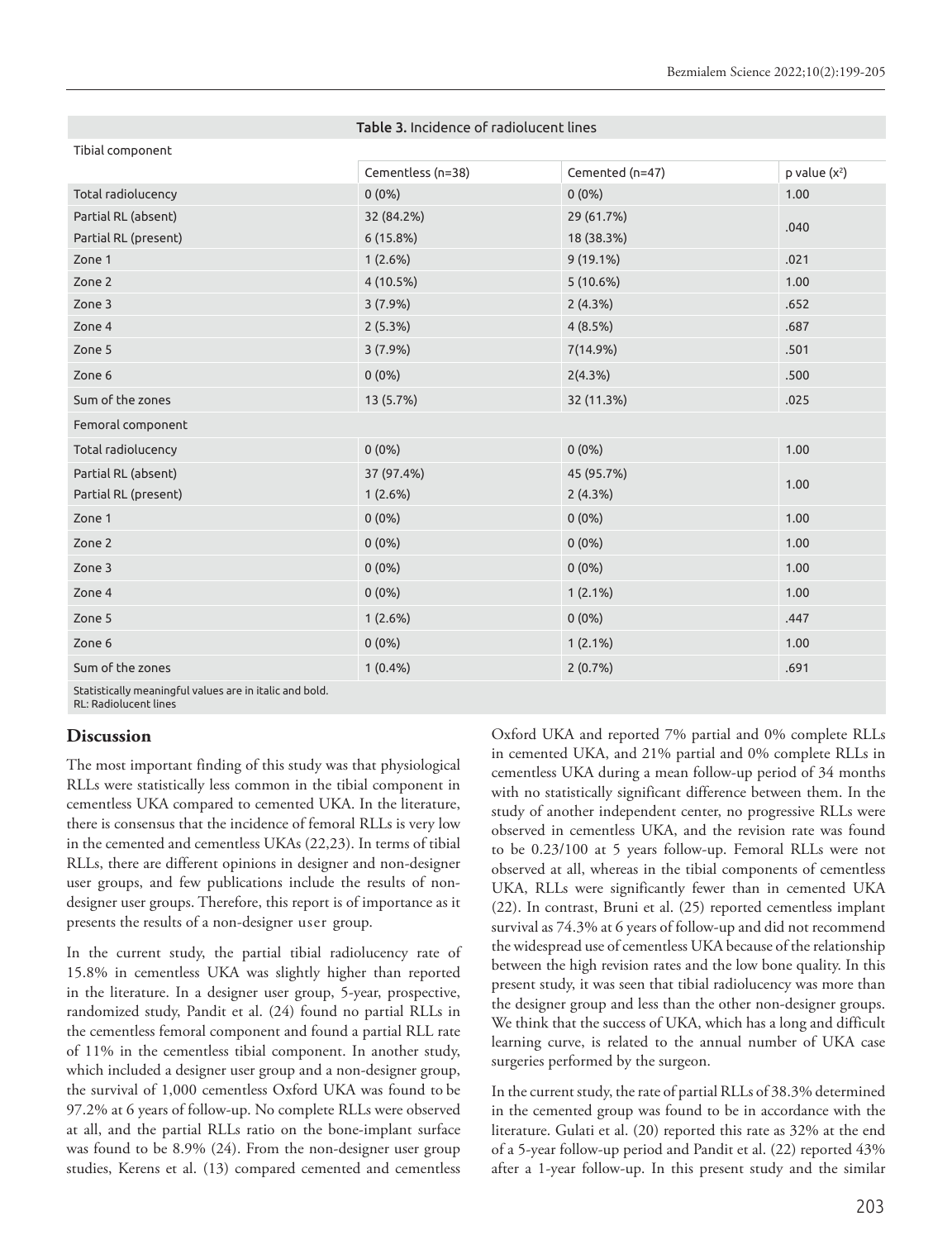**Table 3.** Incidence of radiolucent lines

| Tibial component | | | |
|---|---|---|---|
| | Cementless (n=38) | Cemented (n=47) | p value ($x^2$) |
| Total radiolucency | 0 (0%) | 0 (0%) | 1.00 |
| Partial RL (absent) | 32 (84.2%) | 29 (61.7%) | .040 |
| Partial RL (present) | 6 (15.8%) | 18 (38.3%) | |
| Zone 1 | 1 (2.6%) | 9 (19.1%) | .021 |
| Zone 2 | 4 (10.5%) | 5 (10.6%) | 1.00 |
| Zone 3 | 3 (7.9%) | 2 (4.3%) | .652 |
| Zone 4 | 2 (5.3%) | 4 (8.5%) | .687 |
| Zone 5 | 3 (7.9%) | 7(14.9%) | .501 |
| Zone 6 | 0 (0%) | 2(4.3%) | .500 |
| Sum of the zones | 13 (5.7%) | 32 (11.3%) | .025 |
| Femoral component | | | |
| Total radiolucency | 0 (0%) | 0 (0%) | 1.00 |
| Partial RL (absent) | 37 (97.4%) | 45 (95.7%) | 1.00 |
| Partial RL (present) | 1 (2.6%) | 2 (4.3%) | |
| Zone 1 | 0 (0%) | 0 (0%) | 1.00 |
| Zone 2 | 0 (0%) | 0 (0%) | 1.00 |
| Zone 3 | 0 (0%) | 0 (0%) | 1.00 |
| Zone 4 | 0 (0%) | 1 (2.1%) | 1.00 |
| Zone 5 | 1 (2.6%) | 0 (0%) | .447 |
| Zone 6 | 0 (0%) | 1 (2.1%) | 1.00 |
| Sum of the zones | 1 (0.4%) | 2 (0.7%) | .691 |

Statistically meaningful values are in italic and bold.
RL: Radiolucent lines

## Discussion

The most important finding of this study was that physiological RLLs were statistically less common in the tibial component in cementless UKA compared to cemented UKA. In the literature, there is consensus that the incidence of femoral RLLs is very low in the cemented and cementless UKAs (22,23). In terms of tibial RLLs, there are different opinions in designer and non-designer user groups, and few publications include the results of non-designer user groups. Therefore, this report is of importance as it presents the results of a non-designer user group.

In the current study, the partial tibial radiolucency rate of 15.8% in cementless UKA was slightly higher than reported in the literature. In a designer user group, 5-year, prospective, randomized study, Pandit et al. (24) found no partial RLLs in the cementless femoral component and found a partial RLL rate of 11% in the cementless tibial component. In another study, which included a designer user group and a non-designer group, the survival of 1,000 cementless Oxford UKA was found to be 97.2% at 6 years of follow-up. No complete RLLs were observed at all, and the partial RLLs ratio on the bone-implant surface was found to be 8.9% (24). From the non-designer user group studies, Kerens et al. (13) compared cemented and cementless Oxford UKA and reported 7% partial and 0% complete RLLs in cemented UKA, and 21% partial and 0% complete RLLs in cementless UKA during a mean follow-up period of 34 months with no statistically significant difference between them. In the study of another independent center, no progressive RLLs were observed in cementless UKA, and the revision rate was found to be 0.23/100 at 5 years follow-up. Femoral RLLs were not observed at all, whereas in the tibial components of cementless UKA, RLLs were significantly fewer than in cemented UKA (22). In contrast, Bruni et al. (25) reported cementless implant survival as 74.3% at 6 years of follow-up and did not recommend the widespread use of cementless UKA because of the relationship between the high revision rates and the low bone quality. In this present study, it was seen that tibial radiolucency was more than the designer group and less than the other non-designer groups. We think that the success of UKA, which has a long and difficult learning curve, is related to the annual number of UKA case surgeries performed by the surgeon.

In the current study, the rate of partial RLLs of 38.3% determined in the cemented group was found to be in accordance with the literature. Gulati et al. (20) reported this rate as 32% at the end of a 5-year follow-up period and Pandit et al. (22) reported 43% after a 1-year follow-up. In this present study and the similar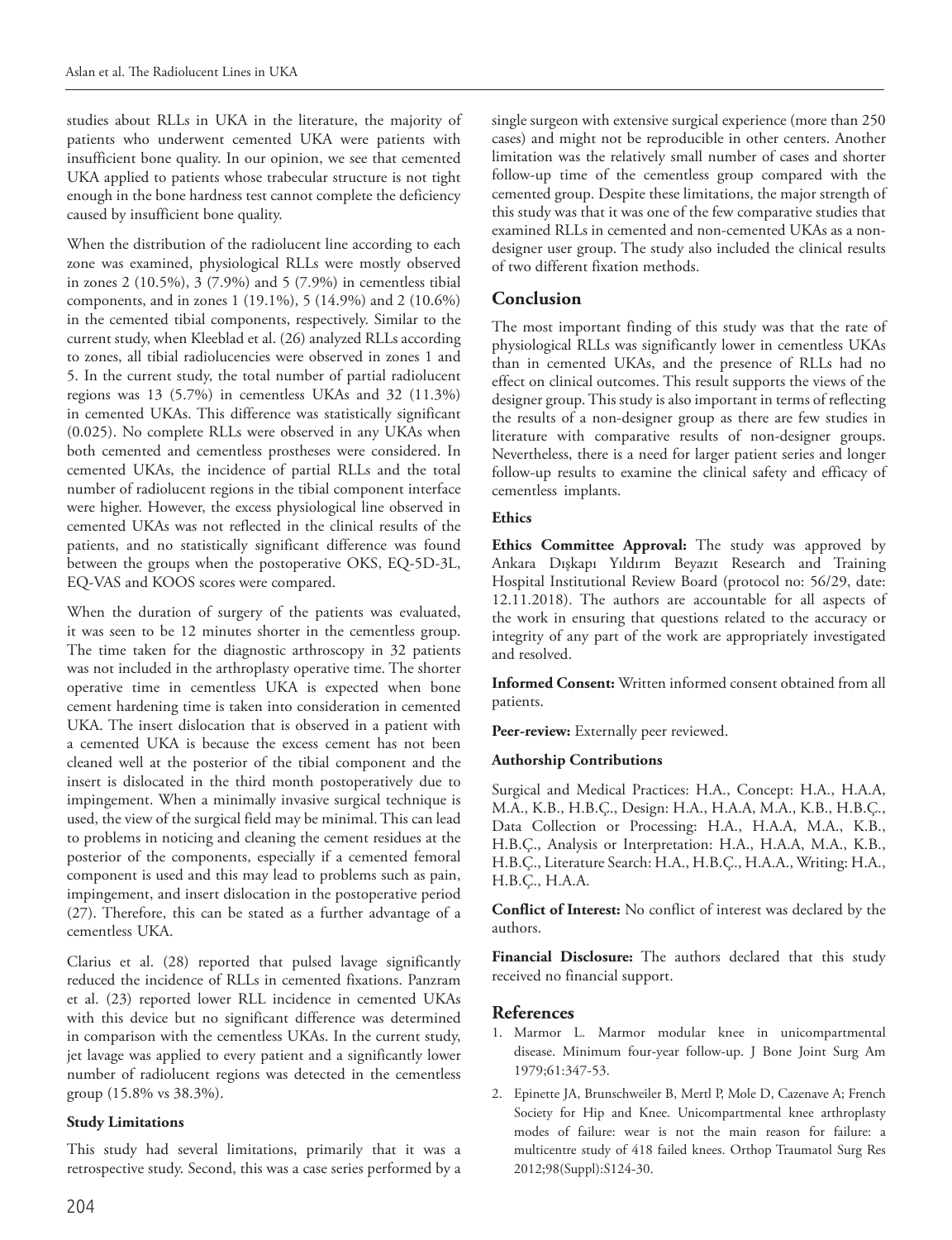studies about RLLs in UKA in the literature, the majority of patients who underwent cemented UKA were patients with insufficient bone quality. In our opinion, we see that cemented UKA applied to patients whose trabecular structure is not tight enough in the bone hardness test cannot complete the deficiency caused by insufficient bone quality.

When the distribution of the radiolucent line according to each zone was examined, physiological RLLs were mostly observed in zones 2 (10.5%), 3 (7.9%) and 5 (7.9%) in cementless tibial components, and in zones 1 (19.1%), 5 (14.9%) and 2 (10.6%) in the cemented tibial components, respectively. Similar to the current study, when Kleeblad et al. (26) analyzed RLLs according to zones, all tibial radiolucencies were observed in zones 1 and 5. In the current study, the total number of partial radiolucent regions was 13 (5.7%) in cementless UKAs and 32 (11.3%) in cemented UKAs. This difference was statistically significant (0.025). No complete RLLs were observed in any UKAs when both cemented and cementless prostheses were considered. In cemented UKAs, the incidence of partial RLLs and the total number of radiolucent regions in the tibial component interface were higher. However, the excess physiological line observed in cemented UKAs was not reflected in the clinical results of the patients, and no statistically significant difference was found between the groups when the postoperative OKS, EQ-5D-3L, EQ-VAS and KOOS scores were compared.

When the duration of surgery of the patients was evaluated, it was seen to be 12 minutes shorter in the cementless group. The time taken for the diagnostic arthroscopy in 32 patients was not included in the arthroplasty operative time. The shorter operative time in cementless UKA is expected when bone cement hardening time is taken into consideration in cemented UKA. The insert dislocation that is observed in a patient with a cemented UKA is because the excess cement has not been cleaned well at the posterior of the tibial component and the insert is dislocated in the third month postoperatively due to impingement. When a minimally invasive surgical technique is used, the view of the surgical field may be minimal. This can lead to problems in noticing and cleaning the cement residues at the posterior of the components, especially if a cemented femoral component is used and this may lead to problems such as pain, impingement, and insert dislocation in the postoperative period (27). Therefore, this can be stated as a further advantage of a cementless UKA.

Clarius et al. (28) reported that pulsed lavage significantly reduced the incidence of RLLs in cemented fixations. Panzram et al. (23) reported lower RLL incidence in cemented UKAs with this device but no significant difference was determined in comparison with the cementless UKAs. In the current study, jet lavage was applied to every patient and a significantly lower number of radiolucent regions was detected in the cementless group (15.8% vs 38.3%).

### Study Limitations

This study had several limitations, primarily that it was a retrospective study. Second, this was a case series performed by a single surgeon with extensive surgical experience (more than 250 cases) and might not be reproducible in other centers. Another limitation was the relatively small number of cases and shorter follow-up time of the cementless group compared with the cemented group. Despite these limitations, the major strength of this study was that it was one of the few comparative studies that examined RLLs in cemented and non-cemented UKAs as a non-designer user group. The study also included the clinical results of two different fixation methods.

## Conclusion

The most important finding of this study was that the rate of physiological RLLs was significantly lower in cementless UKAs than in cemented UKAs, and the presence of RLLs had no effect on clinical outcomes. This result supports the views of the designer group. This study is also important in terms of reflecting the results of a non-designer group as there are few studies in literature with comparative results of non-designer groups. Nevertheless, there is a need for larger patient series and longer follow-up results to examine the clinical safety and efficacy of cementless implants.

### Ethics

**Ethics Committee Approval:** The study was approved by Ankara Dışkapı Yıldırım Beyazıt Research and Training Hospital Institutional Review Board (protocol no: 56/29, date: 12.11.2018). The authors are accountable for all aspects of the work in ensuring that questions related to the accuracy or integrity of any part of the work are appropriately investigated and resolved.

**Informed Consent:** Written informed consent obtained from all patients.

**Peer-review:** Externally peer reviewed.

### Authorship Contributions

Surgical and Medical Practices: H.A., Concept: H.A., H.A.A, M.A., K.B., H.B.Ç., Design: H.A., H.A.A, M.A., K.B., H.B.Ç., Data Collection or Processing: H.A., H.A.A, M.A., K.B., H.B.Ç., Analysis or Interpretation: H.A., H.A.A, M.A., K.B., H.B.Ç., Literature Search: H.A., H.B.Ç., H.A.A., Writing: H.A., H.B.Ç., H.A.A.

**Conflict of Interest:** No conflict of interest was declared by the authors.

**Financial Disclosure:** The authors declared that this study received no financial support.

## References

1. Marmor L. Marmor modular knee in unicompartmental disease. Minimum four-year follow-up. J Bone Joint Surg Am 1979;61:347-53.
2. Epinette JA, Brunschweiler B, Mertl P, Mole D, Cazenave A; French Society for Hip and Knee. Unicompartmental knee arthroplasty modes of failure: wear is not the main reason for failure: a multicentre study of 418 failed knees. Orthop Traumatol Surg Res 2012;98(Suppl):S124-30.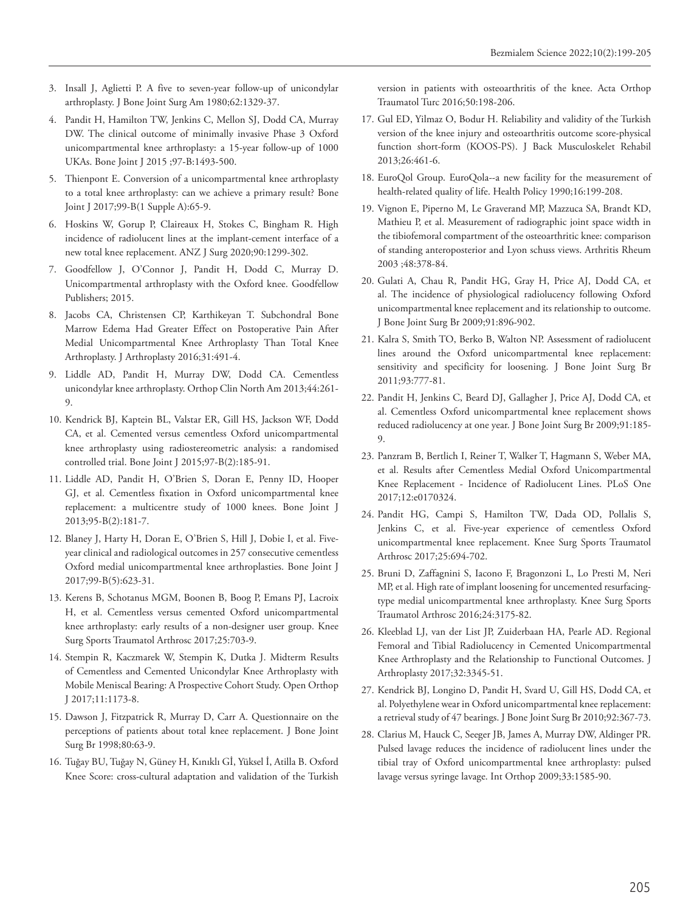3. Insall J, Aglietti P. A five to seven-year follow-up of unicondylar arthroplasty. J Bone Joint Surg Am 1980;62:1329-37.
4. Pandit H, Hamilton TW, Jenkins C, Mellon SJ, Dodd CA, Murray DW. The clinical outcome of minimally invasive Phase 3 Oxford unicompartmental knee arthroplasty: a 15-year follow-up of 1000 UKAs. Bone Joint J 2015 ;97-B:1493-500.
5. Thienpont E. Conversion of a unicompartmental knee arthroplasty to a total knee arthroplasty: can we achieve a primary result? Bone Joint J 2017;99-B(1 Supple A):65-9.
6. Hoskins W, Gorup P, Claireaux H, Stokes C, Bingham R. High incidence of radiolucent lines at the implant-cement interface of a new total knee replacement. ANZ J Surg 2020;90:1299-302.
7. Goodfellow J, O'Connor J, Pandit H, Dodd C, Murray D. Unicompartmental arthroplasty with the Oxford knee. Goodfellow Publishers; 2015.
8. Jacobs CA, Christensen CP, Karthikeyan T. Subchondral Bone Marrow Edema Had Greater Effect on Postoperative Pain After Medial Unicompartmental Knee Arthroplasty Than Total Knee Arthroplasty. J Arthroplasty 2016;31:491-4.
9. Liddle AD, Pandit H, Murray DW, Dodd CA. Cementless unicondylar knee arthroplasty. Orthop Clin North Am 2013;44:261-9.
10. Kendrick BJ, Kaptein BL, Valstar ER, Gill HS, Jackson WF, Dodd CA, et al. Cemented versus cementless Oxford unicompartmental knee arthroplasty using radiostereometric analysis: a randomised controlled trial. Bone Joint J 2015;97-B(2):185-91.
11. Liddle AD, Pandit H, O'Brien S, Doran E, Penny ID, Hooper GJ, et al. Cementless fixation in Oxford unicompartmental knee replacement: a multicentre study of 1000 knees. Bone Joint J 2013;95-B(2):181-7.
12. Blaney J, Harty H, Doran E, O'Brien S, Hill J, Dobie I, et al. Five-year clinical and radiological outcomes in 257 consecutive cementless Oxford medial unicompartmental knee arthroplasties. Bone Joint J 2017;99-B(5):623-31.
13. Kerens B, Schotanus MGM, Boonen B, Boog P, Emans PJ, Lacroix H, et al. Cementless versus cemented Oxford unicompartmental knee arthroplasty: early results of a non-designer user group. Knee Surg Sports Traumatol Arthrosc 2017;25:703-9.
14. Stempin R, Kaczmarek W, Stempin K, Dutka J. Midterm Results of Cementless and Cemented Unicondylar Knee Arthroplasty with Mobile Meniscal Bearing: A Prospective Cohort Study. Open Orthop J 2017;11:1173-8.
15. Dawson J, Fitzpatrick R, Murray D, Carr A. Questionnaire on the perceptions of patients about total knee replacement. J Bone Joint Surg Br 1998;80:63-9.
16. Tuğay BU, Tuğay N, Güney H, Kınıklı Gİ, Yüksel İ, Atilla B. Oxford Knee Score: cross-cultural adaptation and validation of the Turkish version in patients with osteoarthritis of the knee. Acta Orthop Traumatol Turc 2016;50:198-206.
17. Gul ED, Yilmaz O, Bodur H. Reliability and validity of the Turkish version of the knee injury and osteoarthritis outcome score-physical function short-form (KOOS-PS). J Back Musculoskelet Rehabil 2013;26:461-6.
18. EuroQol Group. EuroQola--a new facility for the measurement of health-related quality of life. Health Policy 1990;16:199-208.
19. Vignon E, Piperno M, Le Graverand MP, Mazzuca SA, Brandt KD, Mathieu P, et al. Measurement of radiographic joint space width in the tibiofemoral compartment of the osteoarthritic knee: comparison of standing anteroposterior and Lyon schuss views. Arthritis Rheum 2003 ;48:378-84.
20. Gulati A, Chau R, Pandit HG, Gray H, Price AJ, Dodd CA, et al. The incidence of physiological radiolucency following Oxford unicompartmental knee replacement and its relationship to outcome. J Bone Joint Surg Br 2009;91:896-902.
21. Kalra S, Smith TO, Berko B, Walton NP. Assessment of radiolucent lines around the Oxford unicompartmental knee replacement: sensitivity and specificity for loosening. J Bone Joint Surg Br 2011;93:777-81.
22. Pandit H, Jenkins C, Beard DJ, Gallagher J, Price AJ, Dodd CA, et al. Cementless Oxford unicompartmental knee replacement shows reduced radiolucency at one year. J Bone Joint Surg Br 2009;91:185-9.
23. Panzram B, Bertlich I, Reiner T, Walker T, Hagmann S, Weber MA, et al. Results after Cementless Medial Oxford Unicompartmental Knee Replacement - Incidence of Radiolucent Lines. PLoS One 2017;12:e0170324.
24. Pandit HG, Campi S, Hamilton TW, Dada OD, Pollalis S, Jenkins C, et al. Five-year experience of cementless Oxford unicompartmental knee replacement. Knee Surg Sports Traumatol Arthrosc 2017;25:694-702.
25. Bruni D, Zaffagnini S, Iacono F, Bragonzoni L, Lo Presti M, Neri MP, et al. High rate of implant loosening for uncemented resurfacing-type medial unicompartmental knee arthroplasty. Knee Surg Sports Traumatol Arthrosc 2016;24:3175-82.
26. Kleeblad LJ, van der List JP, Zuiderbaan HA, Pearle AD. Regional Femoral and Tibial Radiolucency in Cemented Unicompartmental Knee Arthroplasty and the Relationship to Functional Outcomes. J Arthroplasty 2017;32:3345-51.
27. Kendrick BJ, Longino D, Pandit H, Svard U, Gill HS, Dodd CA, et al. Polyethylene wear in Oxford unicompartmental knee replacement: a retrieval study of 47 bearings. J Bone Joint Surg Br 2010;92:367-73.
28. Clarius M, Hauck C, Seeger JB, James A, Murray DW, Aldinger PR. Pulsed lavage reduces the incidence of radiolucent lines under the tibial tray of Oxford unicompartmental knee arthroplasty: pulsed lavage versus syringe lavage. Int Orthop 2009;33:1585-90.